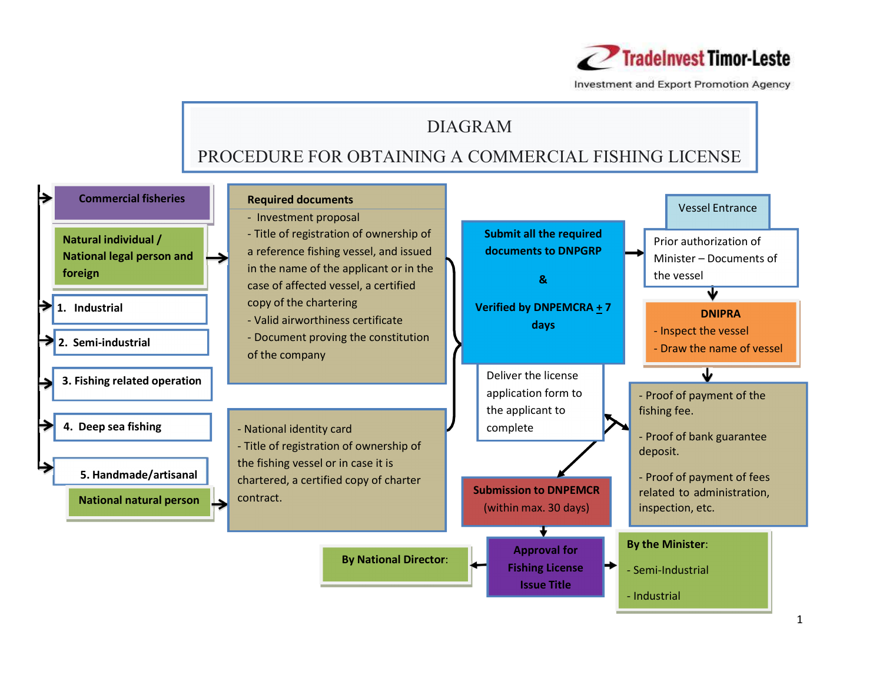TradeInvest Timor-Leste

Investment and Export Promotion Agency

# DIAGRAM

# PROCEDURE FOR OBTAINING A COMMERCIAL FISHING LICENSE

**Commercial fisheries**

**Natural individual / National legal person and foreign**

1. **Industrial**
2. **Semi-industrial**
3. **Fishing related operation**
4. **Deep sea fishing**
5. **Handmade/artisanal**

**National natural person**

**Required documents**

- Investment proposal
- Title of registration of ownership of a reference fishing vessel, and issued in the name of the applicant or in the case of affected vessel, a certified copy of the chartering
- Valid airworthiness certificate
- Document proving the constitution of the company

- National identity card
- Title of registration of ownership of the fishing vessel or in case it is chartered, a certified copy of charter contract.

**Submit all the required documents to DNPGRP**

**&**

**Verified by DNPEMCRA ± 7 days**

Deliver the license application form to the applicant to complete

Vessel Entrance

Prior authorization of Minister – Documents of the vessel

**DNIPRA**

- Inspect the vessel
- Draw the name of vessel

- Proof of payment of the fishing fee.
- Proof of bank guarantee deposit.
- Proof of payment of fees related to administration, inspection, etc.

**Submission to DNPEMCR** (within max. 30 days)

**Approval for Fishing License Issue Title**

**By National Director:**

**By the Minister:**

- Semi-Industrial
- Industrial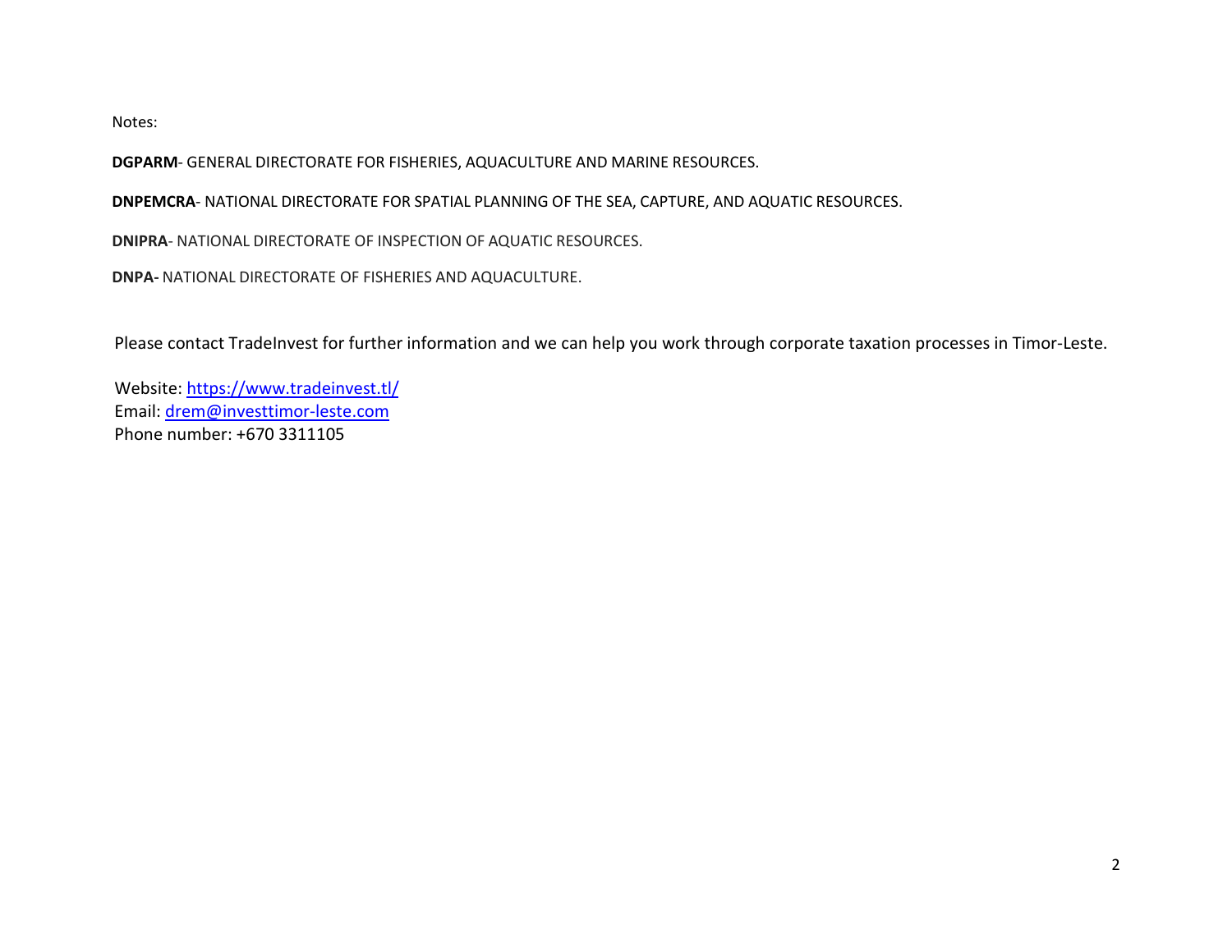Notes:

**DGPARM**- GENERAL DIRECTORATE FOR FISHERIES, AQUACULTURE AND MARINE RESOURCES.

**DNPEMCRA**- NATIONAL DIRECTORATE FOR SPATIAL PLANNING OF THE SEA, CAPTURE, AND AQUATIC RESOURCES.

**DNIPRA**- NATIONAL DIRECTORATE OF INSPECTION OF AQUATIC RESOURCES.

**DNPA-** NATIONAL DIRECTORATE OF FISHERIES AND AQUACULTURE.

Please contact TradeInvest for further information and we can help you work through corporate taxation processes in Timor-Leste.

Website: [https://www.tradeinvest.tl/](https://www.tradeinvest.tl/)  
Email: [drem@investtimor-leste.com](mailto:drem@investtimor-leste.com)  
Phone number: +670 3311105